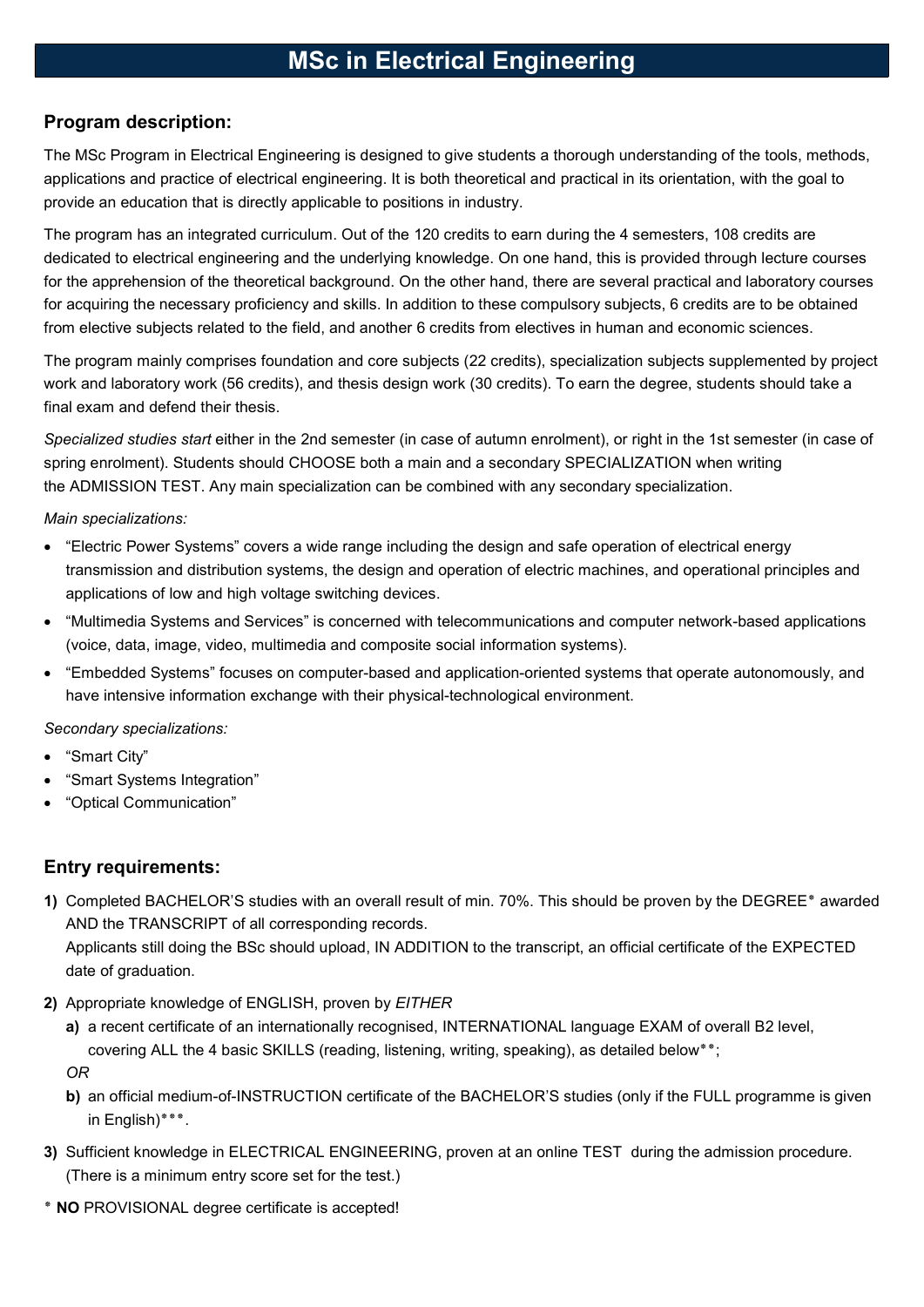# MSc in Electrical Engineering

## Program description:

The MSc Program in Electrical Engineering is designed to give students a thorough understanding of the tools, methods, applications and practice of electrical engineering. It is both theoretical and practical in its orientation, with the goal to provide an education that is directly applicable to positions in industry.

The program has an integrated curriculum. Out of the 120 credits to earn during the 4 semesters, 108 credits are dedicated to electrical engineering and the underlying knowledge. On one hand, this is provided through lecture courses for the apprehension of the theoretical background. On the other hand, there are several practical and laboratory courses for acquiring the necessary proficiency and skills. In addition to these compulsory subjects, 6 credits are to be obtained from elective subjects related to the field, and another 6 credits from electives in human and economic sciences.

The program mainly comprises foundation and core subjects (22 credits), specialization subjects supplemented by project work and laboratory work (56 credits), and thesis design work (30 credits). To earn the degree, students should take a final exam and defend their thesis.

*Specialized studies start* either in the 2nd semester (in case of autumn enrolment), or right in the 1st semester (in case of spring enrolment). Students should CHOOSE both a main and a secondary SPECIALIZATION when writing the ADMISSION TEST. Any main specialization can be combined with any secondary specialization.

*Main specializations:*

- "Electric Power Systems" covers a wide range including the design and safe operation of electrical energy transmission and distribution systems, the design and operation of electric machines, and operational principles and applications of low and high voltage switching devices.
- "Multimedia Systems and Services" is concerned with telecommunications and computer network-based applications (voice, data, image, video, multimedia and composite social information systems).
- "Embedded Systems" focuses on computer-based and application-oriented systems that operate autonomously, and have intensive information exchange with their physical-technological environment.

*Secondary specializations:*

- "Smart City"
- "Smart Systems Integration"
- "Optical Communication"

## Entry requirements:

**1)** Completed BACHELOR'S studies with an overall result of min. 70%. This should be proven by the DEGREE* awarded AND the TRANSCRIPT of all corresponding records.
Applicants still doing the BSc should upload, IN ADDITION to the transcript, an official certificate of the EXPECTED date of graduation.

**2)** Appropriate knowledge of ENGLISH, proven by *EITHER*

   **a)** a recent certificate of an internationally recognised, INTERNATIONAL language EXAM of overall B2 level, covering ALL the 4 basic SKILLS (reading, listening, writing, speaking), as detailed below**;

   *OR*

   **b)** an official medium-of-INSTRUCTION certificate of the BACHELOR'S studies (only if the FULL programme is given in English)***.

**3)** Sufficient knowledge in ELECTRICAL ENGINEERING, proven at an online TEST during the admission procedure. (There is a minimum entry score set for the test.)

\* **NO** PROVISIONAL degree certificate is accepted!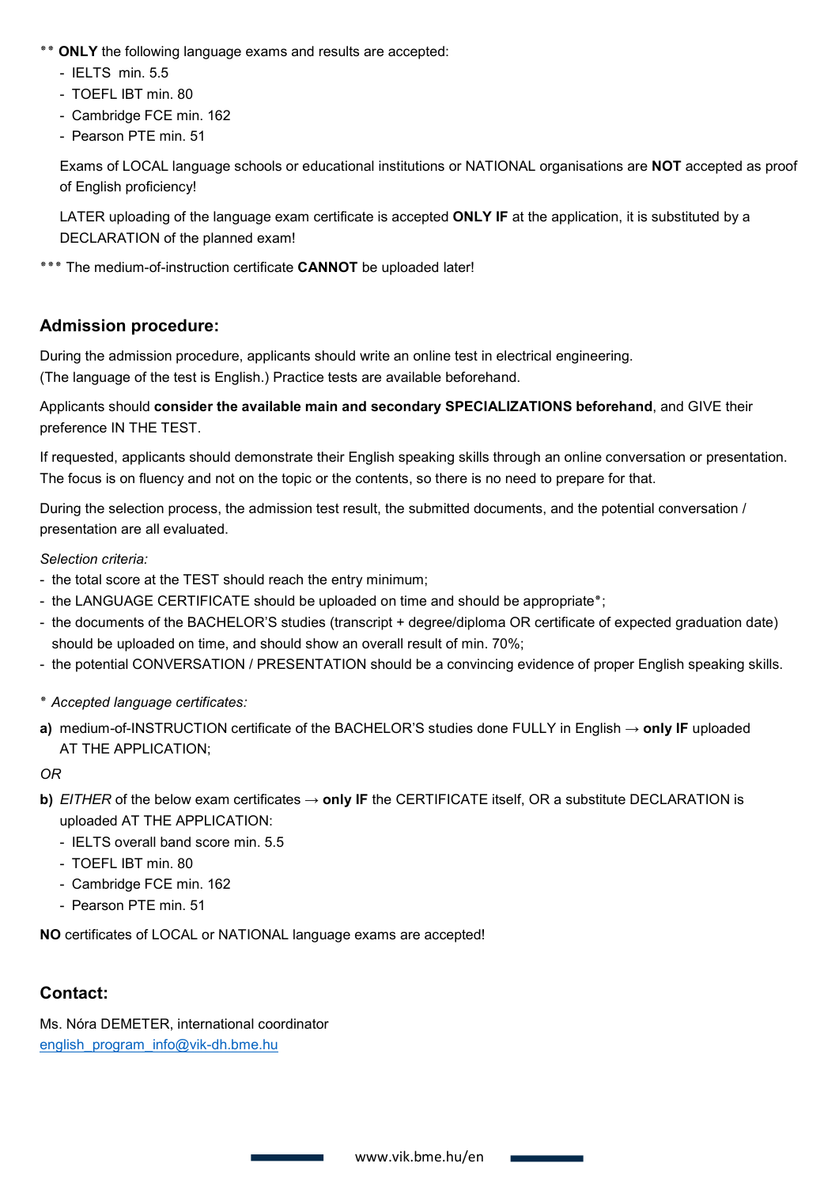** **ONLY** the following language exams and results are accepted:

- IELTS min. 5.5
- TOEFL IBT min. 80
- Cambridge FCE min. 162
- Pearson PTE min. 51

Exams of LOCAL language schools or educational institutions or NATIONAL organisations are **NOT** accepted as proof of English proficiency!

LATER uploading of the language exam certificate is accepted **ONLY IF** at the application, it is substituted by a DECLARATION of the planned exam!

*** The medium-of-instruction certificate **CANNOT** be uploaded later!

## Admission procedure:

During the admission procedure, applicants should write an online test in electrical engineering. (The language of the test is English.) Practice tests are available beforehand.

Applicants should **consider the available main and secondary SPECIALIZATIONS beforehand**, and GIVE their preference IN THE TEST.

If requested, applicants should demonstrate their English speaking skills through an online conversation or presentation. The focus is on fluency and not on the topic or the contents, so there is no need to prepare for that.

During the selection process, the admission test result, the submitted documents, and the potential conversation / presentation are all evaluated.

*Selection criteria:*

- the total score at the TEST should reach the entry minimum;
- the LANGUAGE CERTIFICATE should be uploaded on time and should be appropriate*;
- the documents of the BACHELOR'S studies (transcript + degree/diploma OR certificate of expected graduation date) should be uploaded on time, and should show an overall result of min. 70%;
- the potential CONVERSATION / PRESENTATION should be a convincing evidence of proper English speaking skills.

* *Accepted language certificates:*

**a)** medium-of-INSTRUCTION certificate of the BACHELOR'S studies done FULLY in English → **only IF** uploaded AT THE APPLICATION;

*OR*

**b)** *EITHER* of the below exam certificates → **only IF** the CERTIFICATE itself, OR a substitute DECLARATION is uploaded AT THE APPLICATION:

- IELTS overall band score min. 5.5
- TOEFL IBT min. 80
- Cambridge FCE min. 162
- Pearson PTE min. 51

**NO** certificates of LOCAL or NATIONAL language exams are accepted!

## Contact:

Ms. Nóra DEMETER, international coordinator
english_program_info@vik-dh.bme.hu

www.vik.bme.hu/en